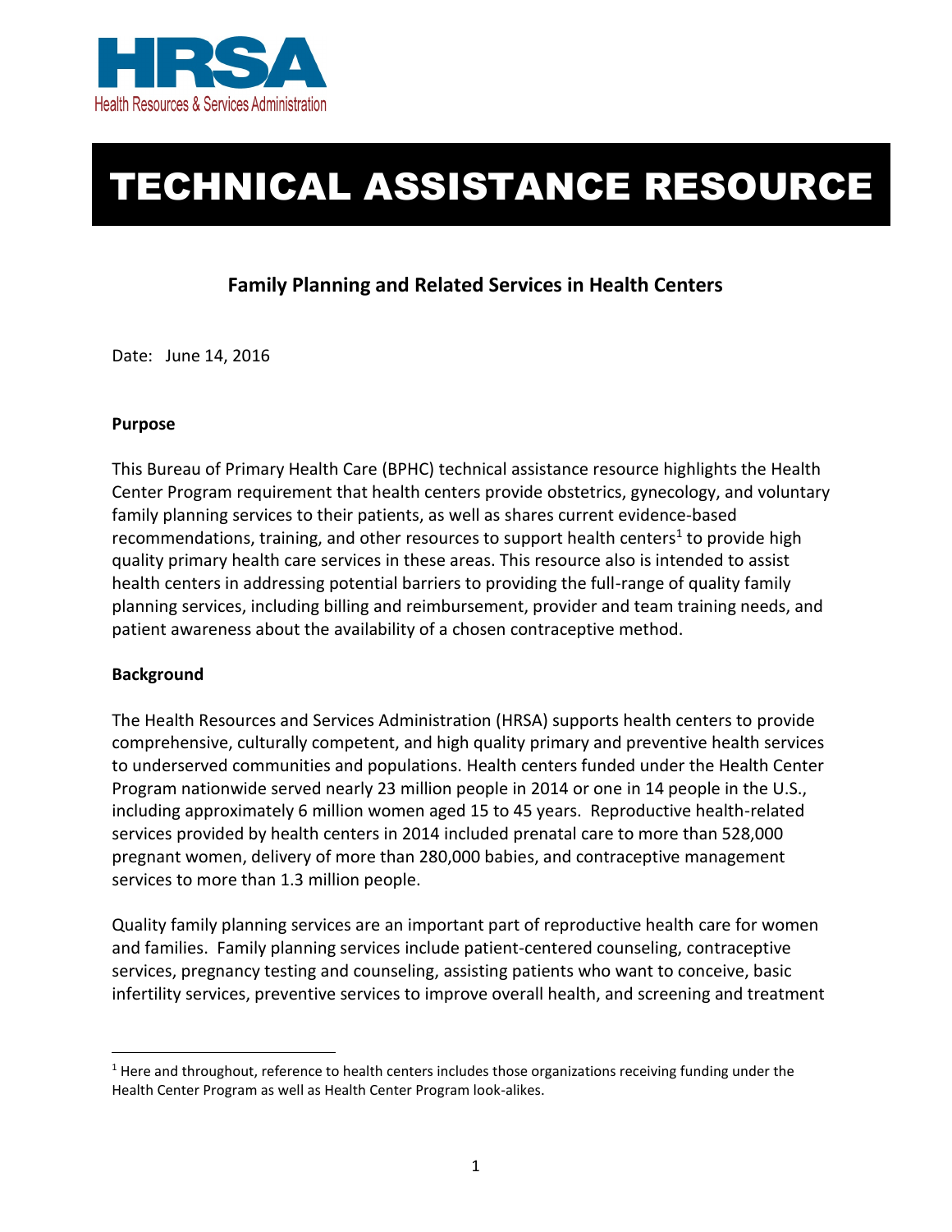HRSA

Health Resources & Services Administration

# TECHNICAL ASSISTANCE RESOURCE

## Family Planning and Related Services in Health Centers

Date: June 14, 2016

**Purpose**

This Bureau of Primary Health Care (BPHC) technical assistance resource highlights the Health Center Program requirement that health centers provide obstetrics, gynecology, and voluntary family planning services to their patients, as well as shares current evidence-based recommendations, training, and other resources to support health centers[1] to provide high quality primary health care services in these areas. This resource also is intended to assist health centers in addressing potential barriers to providing the full-range of quality family planning services, including billing and reimbursement, provider and team training needs, and patient awareness about the availability of a chosen contraceptive method.

**Background**

The Health Resources and Services Administration (HRSA) supports health centers to provide comprehensive, culturally competent, and high quality primary and preventive health services to underserved communities and populations. Health centers funded under the Health Center Program nationwide served nearly 23 million people in 2014 or one in 14 people in the U.S., including approximately 6 million women aged 15 to 45 years. Reproductive health-related services provided by health centers in 2014 included prenatal care to more than 528,000 pregnant women, delivery of more than 280,000 babies, and contraceptive management services to more than 1.3 million people.

Quality family planning services are an important part of reproductive health care for women and families. Family planning services include patient-centered counseling, contraceptive services, pregnancy testing and counseling, assisting patients who want to conceive, basic infertility services, preventive services to improve overall health, and screening and treatment

[1] Here and throughout, reference to health centers includes those organizations receiving funding under the Health Center Program as well as Health Center Program look-alikes.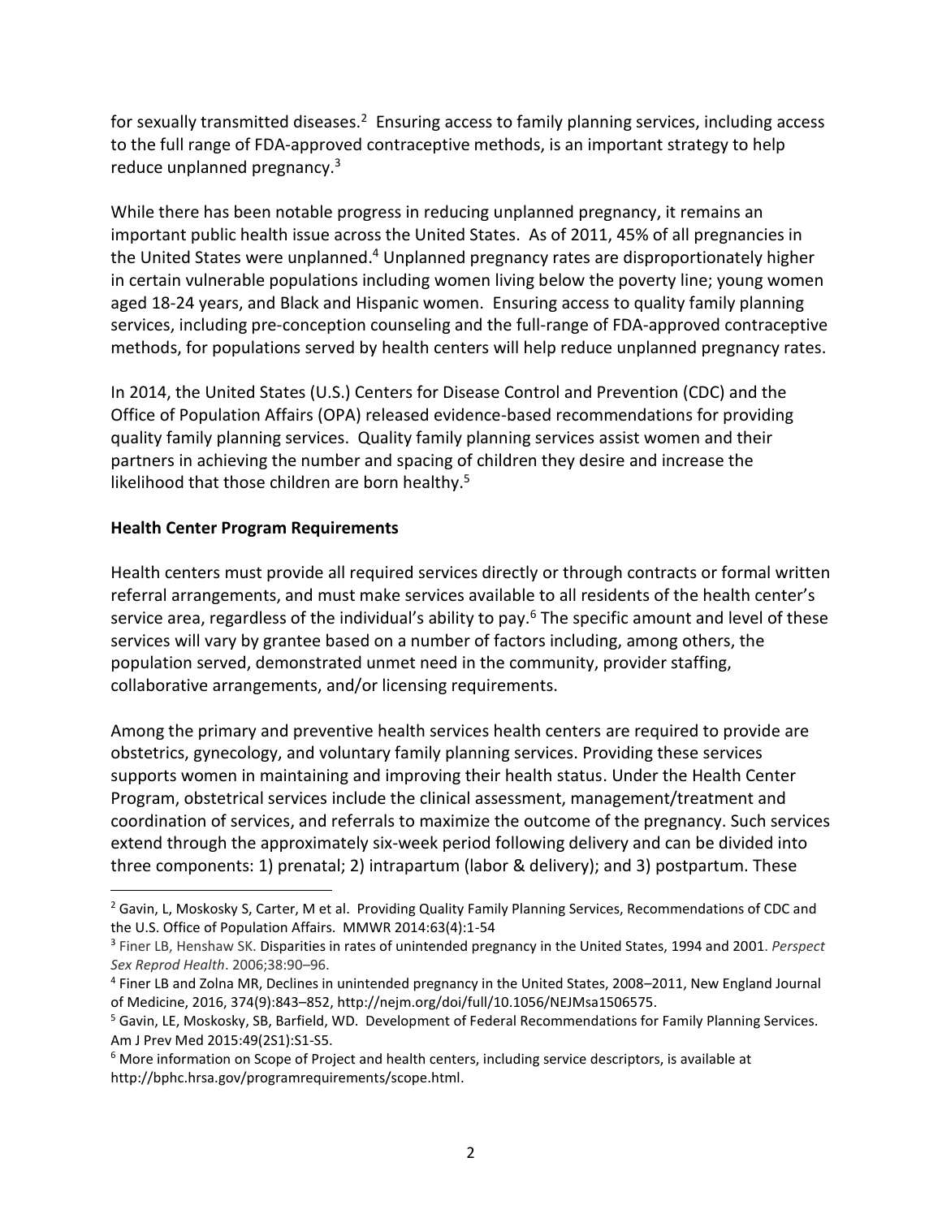for sexually transmitted diseases.[2] Ensuring access to family planning services, including access to the full range of FDA-approved contraceptive methods, is an important strategy to help reduce unplanned pregnancy.[3]

While there has been notable progress in reducing unplanned pregnancy, it remains an important public health issue across the United States. As of 2011, 45% of all pregnancies in the United States were unplanned.[4] Unplanned pregnancy rates are disproportionately higher in certain vulnerable populations including women living below the poverty line; young women aged 18-24 years, and Black and Hispanic women. Ensuring access to quality family planning services, including pre-conception counseling and the full-range of FDA-approved contraceptive methods, for populations served by health centers will help reduce unplanned pregnancy rates.

In 2014, the United States (U.S.) Centers for Disease Control and Prevention (CDC) and the Office of Population Affairs (OPA) released evidence-based recommendations for providing quality family planning services. Quality family planning services assist women and their partners in achieving the number and spacing of children they desire and increase the likelihood that those children are born healthy.[5]

**Health Center Program Requirements**

Health centers must provide all required services directly or through contracts or formal written referral arrangements, and must make services available to all residents of the health center's service area, regardless of the individual's ability to pay.[6] The specific amount and level of these services will vary by grantee based on a number of factors including, among others, the population served, demonstrated unmet need in the community, provider staffing, collaborative arrangements, and/or licensing requirements.

Among the primary and preventive health services health centers are required to provide are obstetrics, gynecology, and voluntary family planning services. Providing these services supports women in maintaining and improving their health status. Under the Health Center Program, obstetrical services include the clinical assessment, management/treatment and coordination of services, and referrals to maximize the outcome of the pregnancy. Such services extend through the approximately six-week period following delivery and can be divided into three components: 1) prenatal; 2) intrapartum (labor & delivery); and 3) postpartum. These

---

[2] Gavin, L, Moskosky S, Carter, M et al. Providing Quality Family Planning Services, Recommendations of CDC and the U.S. Office of Population Affairs. MMWR 2014:63(4):1-54

[3] Finer LB, Henshaw SK. Disparities in rates of unintended pregnancy in the United States, 1994 and 2001. *Perspect Sex Reprod Health*. 2006;38:90–96.

[4] Finer LB and Zolna MR, Declines in unintended pregnancy in the United States, 2008–2011, New England Journal of Medicine, 2016, 374(9):843–852, http://nejm.org/doi/full/10.1056/NEJMsa1506575.

[5] Gavin, LE, Moskosky, SB, Barfield, WD. Development of Federal Recommendations for Family Planning Services. Am J Prev Med 2015:49(2S1):S1-S5.

[6] More information on Scope of Project and health centers, including service descriptors, is available at http://bphc.hrsa.gov/programrequirements/scope.html.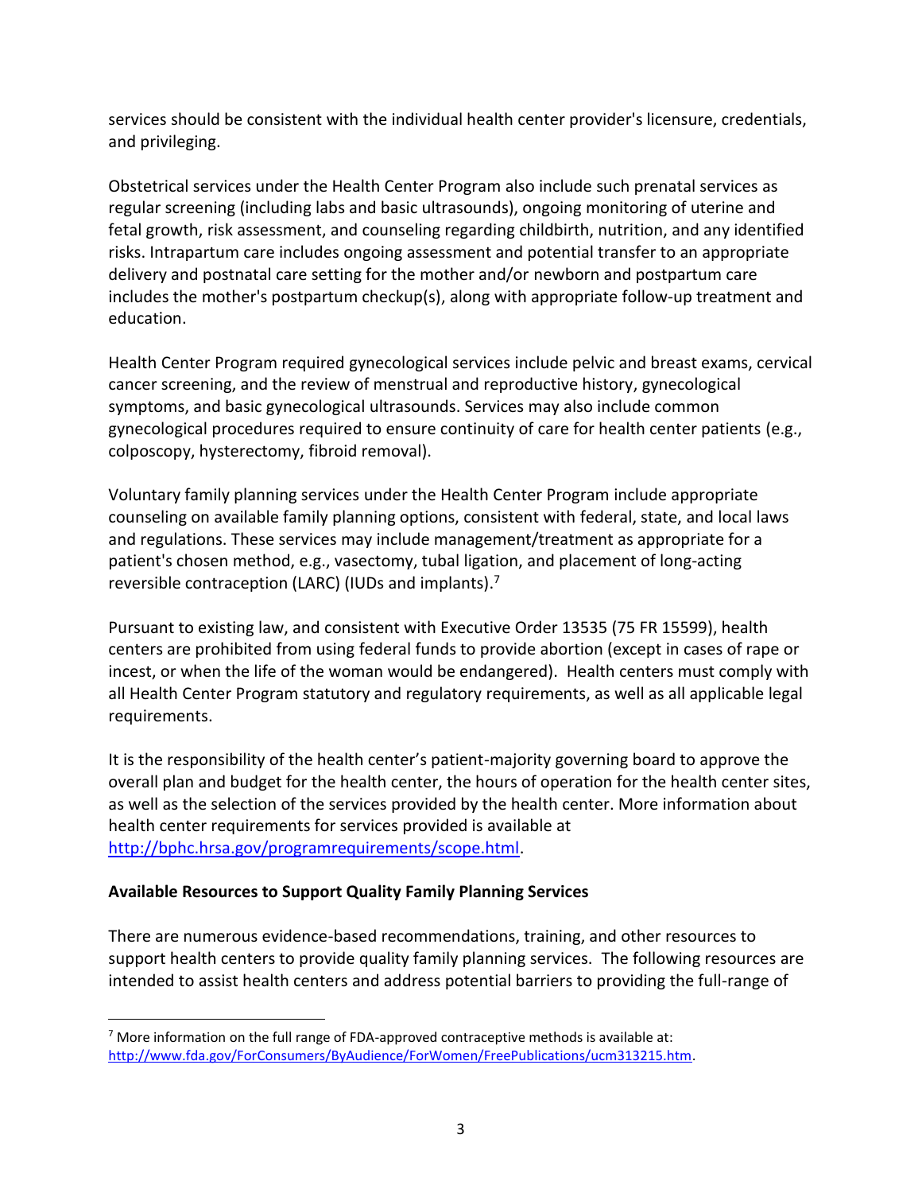services should be consistent with the individual health center provider's licensure, credentials, and privileging.

Obstetrical services under the Health Center Program also include such prenatal services as regular screening (including labs and basic ultrasounds), ongoing monitoring of uterine and fetal growth, risk assessment, and counseling regarding childbirth, nutrition, and any identified risks. Intrapartum care includes ongoing assessment and potential transfer to an appropriate delivery and postnatal care setting for the mother and/or newborn and postpartum care includes the mother's postpartum checkup(s), along with appropriate follow-up treatment and education.

Health Center Program required gynecological services include pelvic and breast exams, cervical cancer screening, and the review of menstrual and reproductive history, gynecological symptoms, and basic gynecological ultrasounds. Services may also include common gynecological procedures required to ensure continuity of care for health center patients (e.g., colposcopy, hysterectomy, fibroid removal).

Voluntary family planning services under the Health Center Program include appropriate counseling on available family planning options, consistent with federal, state, and local laws and regulations. These services may include management/treatment as appropriate for a patient's chosen method, e.g., vasectomy, tubal ligation, and placement of long-acting reversible contraception (LARC) (IUDs and implants).[7]

Pursuant to existing law, and consistent with Executive Order 13535 (75 FR 15599), health centers are prohibited from using federal funds to provide abortion (except in cases of rape or incest, or when the life of the woman would be endangered). Health centers must comply with all Health Center Program statutory and regulatory requirements, as well as all applicable legal requirements.

It is the responsibility of the health center's patient-majority governing board to approve the overall plan and budget for the health center, the hours of operation for the health center sites, as well as the selection of the services provided by the health center. More information about health center requirements for services provided is available at http://bphc.hrsa.gov/programrequirements/scope.html.

**Available Resources to Support Quality Family Planning Services**

There are numerous evidence-based recommendations, training, and other resources to support health centers to provide quality family planning services. The following resources are intended to assist health centers and address potential barriers to providing the full-range of

[7] More information on the full range of FDA-approved contraceptive methods is available at: http://www.fda.gov/ForConsumers/ByAudience/ForWomen/FreePublications/ucm313215.htm.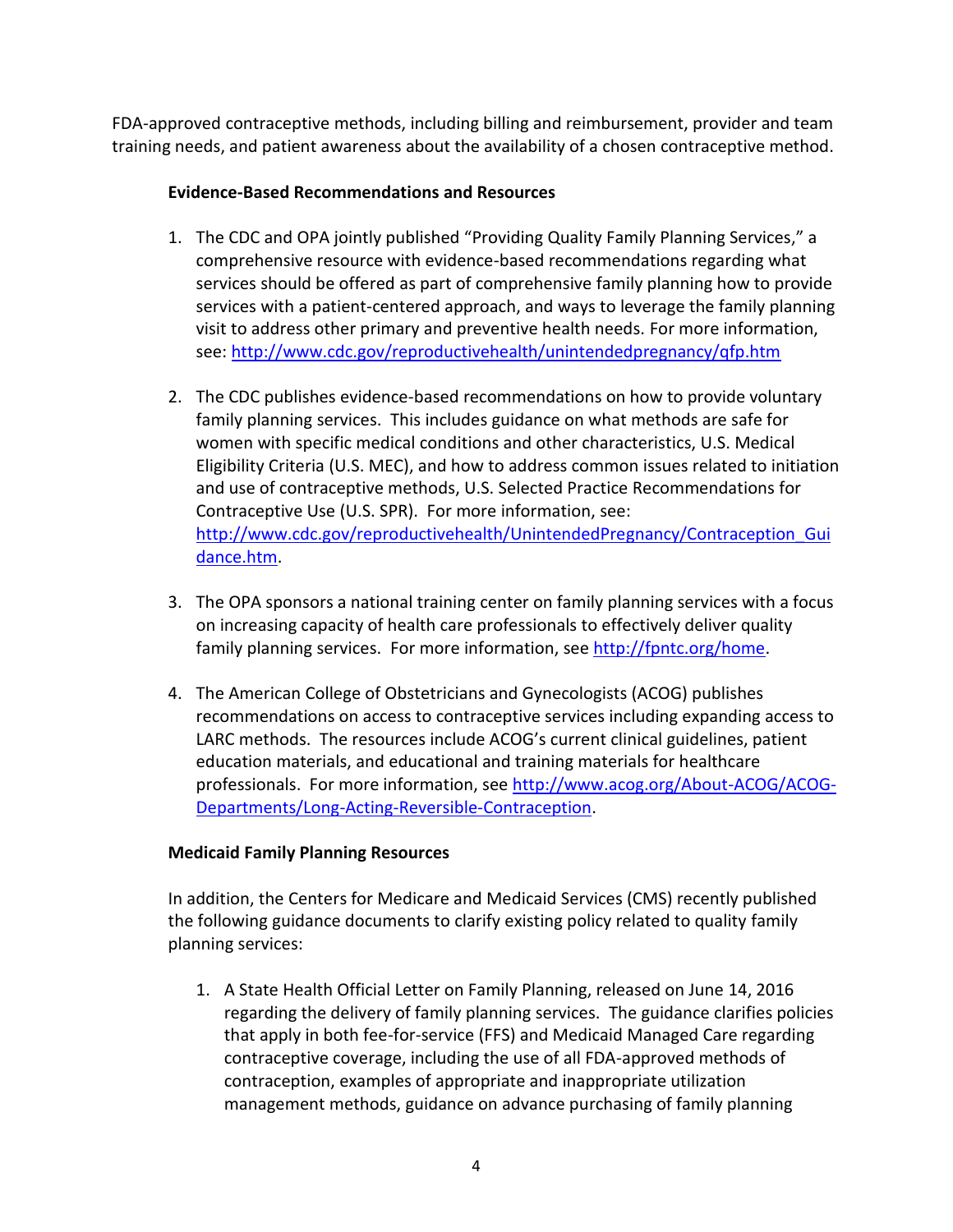FDA-approved contraceptive methods, including billing and reimbursement, provider and team training needs, and patient awareness about the availability of a chosen contraceptive method.

**Evidence-Based Recommendations and Resources**

1. The CDC and OPA jointly published "Providing Quality Family Planning Services," a comprehensive resource with evidence-based recommendations regarding what services should be offered as part of comprehensive family planning how to provide services with a patient-centered approach, and ways to leverage the family planning visit to address other primary and preventive health needs. For more information, see: [http://www.cdc.gov/reproductivehealth/unintendedpregnancy/qfp.htm](http://www.cdc.gov/reproductivehealth/unintendedpregnancy/qfp.htm)

2. The CDC publishes evidence-based recommendations on how to provide voluntary family planning services. This includes guidance on what methods are safe for women with specific medical conditions and other characteristics, U.S. Medical Eligibility Criteria (U.S. MEC), and how to address common issues related to initiation and use of contraceptive methods, U.S. Selected Practice Recommendations for Contraceptive Use (U.S. SPR). For more information, see: [http://www.cdc.gov/reproductivehealth/UnintendedPregnancy/Contraception_Guidance.htm](http://www.cdc.gov/reproductivehealth/UnintendedPregnancy/Contraception_Guidance.htm).

3. The OPA sponsors a national training center on family planning services with a focus on increasing capacity of health care professionals to effectively deliver quality family planning services. For more information, see [http://fpntc.org/home](http://fpntc.org/home).

4. The American College of Obstetricians and Gynecologists (ACOG) publishes recommendations on access to contraceptive services including expanding access to LARC methods. The resources include ACOG's current clinical guidelines, patient education materials, and educational and training materials for healthcare professionals. For more information, see [http://www.acog.org/About-ACOG/ACOG-Departments/Long-Acting-Reversible-Contraception](http://www.acog.org/About-ACOG/ACOG-Departments/Long-Acting-Reversible-Contraception).

**Medicaid Family Planning Resources**

In addition, the Centers for Medicare and Medicaid Services (CMS) recently published the following guidance documents to clarify existing policy related to quality family planning services:

1. A State Health Official Letter on Family Planning, released on June 14, 2016 regarding the delivery of family planning services. The guidance clarifies policies that apply in both fee-for-service (FFS) and Medicaid Managed Care regarding contraceptive coverage, including the use of all FDA-approved methods of contraception, examples of appropriate and inappropriate utilization management methods, guidance on advance purchasing of family planning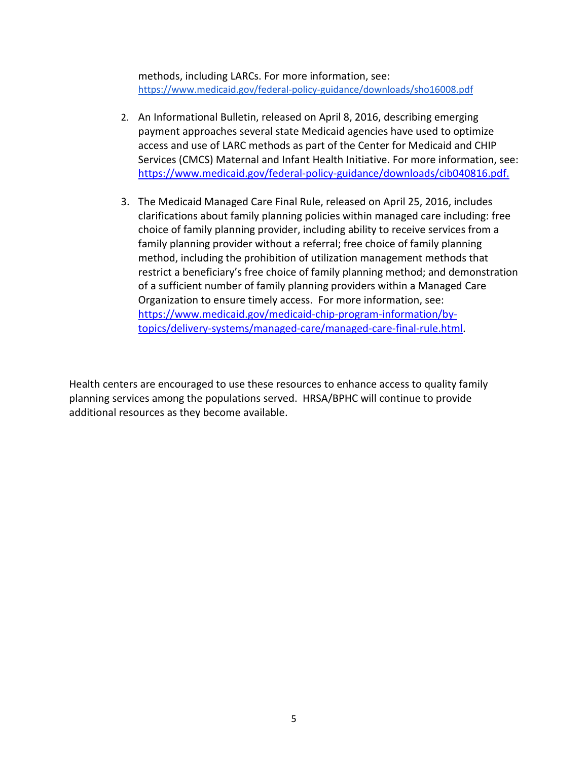methods, including LARCs. For more information, see: https://www.medicaid.gov/federal-policy-guidance/downloads/sho16008.pdf

2. An Informational Bulletin, released on April 8, 2016, describing emerging payment approaches several state Medicaid agencies have used to optimize access and use of LARC methods as part of the Center for Medicaid and CHIP Services (CMCS) Maternal and Infant Health Initiative. For more information, see: https://www.medicaid.gov/federal-policy-guidance/downloads/cib040816.pdf.

3. The Medicaid Managed Care Final Rule, released on April 25, 2016, includes clarifications about family planning policies within managed care including: free choice of family planning provider, including ability to receive services from a family planning provider without a referral; free choice of family planning method, including the prohibition of utilization management methods that restrict a beneficiary's free choice of family planning method; and demonstration of a sufficient number of family planning providers within a Managed Care Organization to ensure timely access. For more information, see: https://www.medicaid.gov/medicaid-chip-program-information/by-topics/delivery-systems/managed-care/managed-care-final-rule.html.

Health centers are encouraged to use these resources to enhance access to quality family planning services among the populations served. HRSA/BPHC will continue to provide additional resources as they become available.